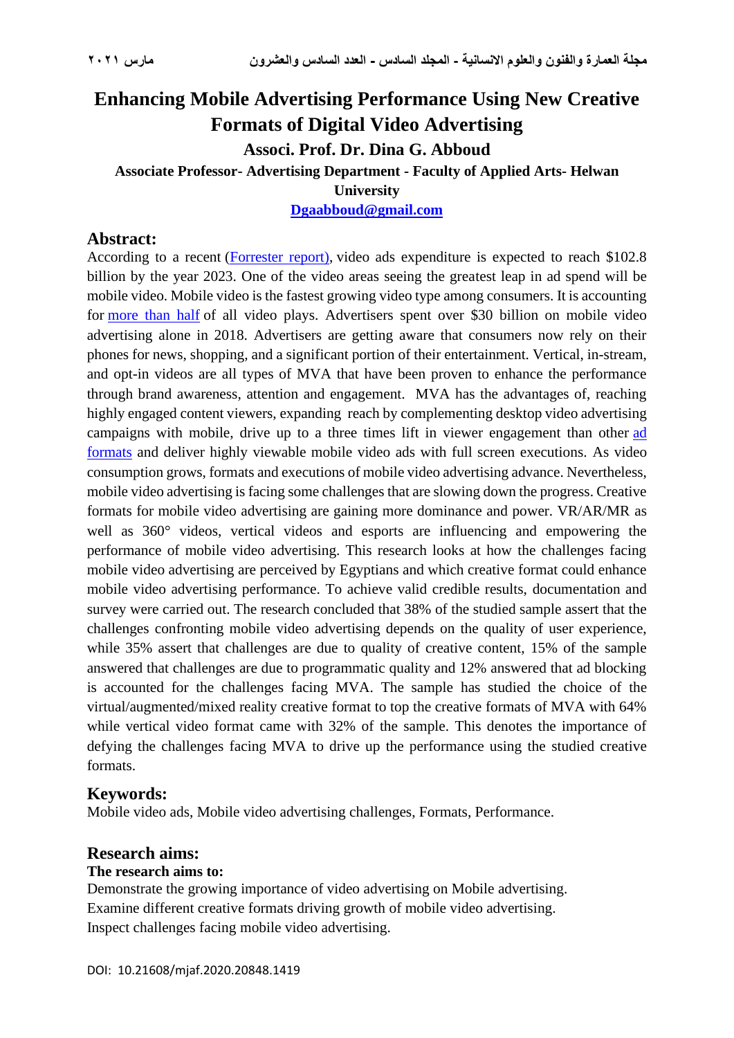# Enhancing Mobile Advertising Performance Using New Creative Formats of Digital Video Advertising

### Associ. Prof. Dr. Dina G. Abboud

**Associate Professor- Advertising Department - Faculty of Applied Arts- Helwan University**

**Dgaabboud@gmail.com**

## Abstract:

According to a recent (Forrester report), video ads expenditure is expected to reach $102.8 billion by the year 2023. One of the video areas seeing the greatest leap in ad spend will be mobile video. Mobile video is the fastest growing video type among consumers. It is accounting for more than half of all video plays. Advertisers spent over $30 billion on mobile video advertising alone in 2018. Advertisers are getting aware that consumers now rely on their phones for news, shopping, and a significant portion of their entertainment. Vertical, in-stream, and opt-in videos are all types of MVA that have been proven to enhance the performance through brand awareness, attention and engagement. MVA has the advantages of, reaching highly engaged content viewers, expanding reach by complementing desktop video advertising campaigns with mobile, drive up to a three times lift in viewer engagement than other ad formats and deliver highly viewable mobile video ads with full screen executions. As video consumption grows, formats and executions of mobile video advertising advance. Nevertheless, mobile video advertising is facing some challenges that are slowing down the progress. Creative formats for mobile video advertising are gaining more dominance and power. VR/AR/MR as well as 360° videos, vertical videos and esports are influencing and empowering the performance of mobile video advertising. This research looks at how the challenges facing mobile video advertising are perceived by Egyptians and which creative format could enhance mobile video advertising performance. To achieve valid credible results, documentation and survey were carried out. The research concluded that 38% of the studied sample assert that the challenges confronting mobile video advertising depends on the quality of user experience, while 35% assert that challenges are due to quality of creative content, 15% of the sample answered that challenges are due to programmatic quality and 12% answered that ad blocking is accounted for the challenges facing MVA. The sample has studied the choice of the virtual/augmented/mixed reality creative format to top the creative formats of MVA with 64% while vertical video format came with 32% of the sample. This denotes the importance of defying the challenges facing MVA to drive up the performance using the studied creative formats.

## Keywords:

Mobile video ads, Mobile video advertising challenges, Formats, Performance.

## Research aims:

**The research aims to:**

Demonstrate the growing importance of video advertising on Mobile advertising.
Examine different creative formats driving growth of mobile video advertising.
Inspect challenges facing mobile video advertising.

DOI: 10.21608/mjaf.2020.20848.1419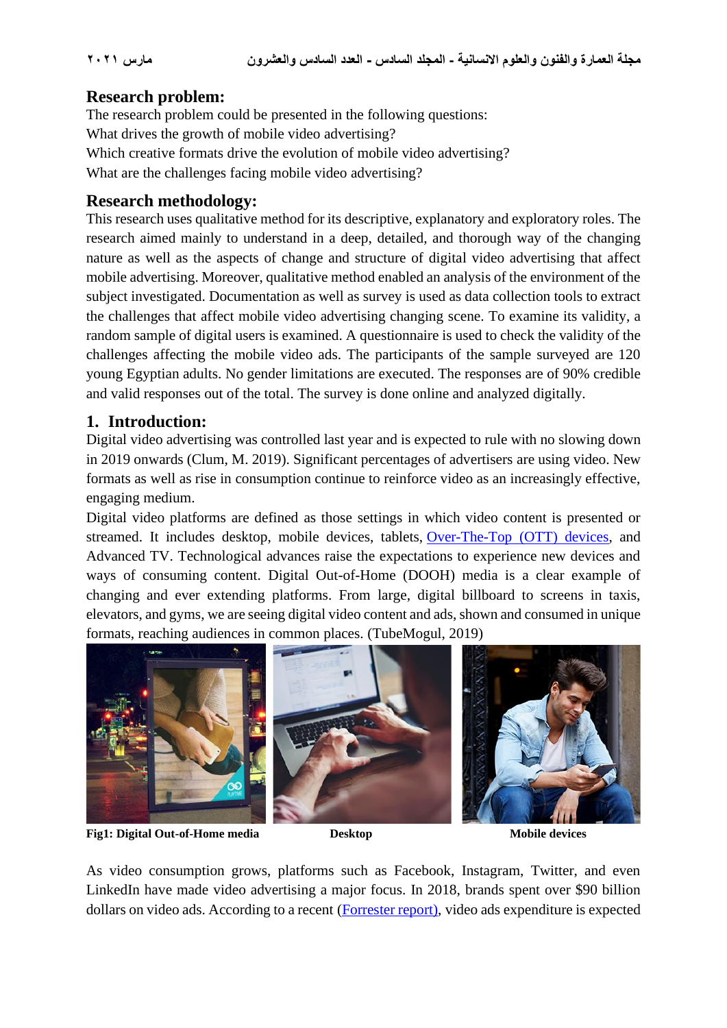## Research problem:

The research problem could be presented in the following questions:

What drives the growth of mobile video advertising?

Which creative formats drive the evolution of mobile video advertising?

What are the challenges facing mobile video advertising?

## Research methodology:

This research uses qualitative method for its descriptive, explanatory and exploratory roles. The research aimed mainly to understand in a deep, detailed, and thorough way of the changing nature as well as the aspects of change and structure of digital video advertising that affect mobile advertising. Moreover, qualitative method enabled an analysis of the environment of the subject investigated. Documentation as well as survey is used as data collection tools to extract the challenges that affect mobile video advertising changing scene. To examine its validity, a random sample of digital users is examined. A questionnaire is used to check the validity of the challenges affecting the mobile video ads. The participants of the sample surveyed are 120 young Egyptian adults. No gender limitations are executed. The responses are of 90% credible and valid responses out of the total. The survey is done online and analyzed digitally.

## 1. Introduction:

Digital video advertising was controlled last year and is expected to rule with no slowing down in 2019 onwards (Clum, M. 2019). Significant percentages of advertisers are using video. New formats as well as rise in consumption continue to reinforce video as an increasingly effective, engaging medium.

Digital video platforms are defined as those settings in which video content is presented or streamed. It includes desktop, mobile devices, tablets, Over-The-Top (OTT) devices, and Advanced TV. Technological advances raise the expectations to experience new devices and ways of consuming content. Digital Out-of-Home (DOOH) media is a clear example of changing and ever extending platforms. From large, digital billboard to screens in taxis, elevators, and gyms, we are seeing digital video content and ads, shown and consumed in unique formats, reaching audiences in common places. (TubeMogul, 2019)

**Fig1: Digital Out-of-Home media** **Desktop** **Mobile devices**

As video consumption grows, platforms such as Facebook, Instagram, Twitter, and even LinkedIn have made video advertising a major focus. In 2018, brands spent over $90 billion dollars on video ads. According to a recent (Forrester report), video ads expenditure is expected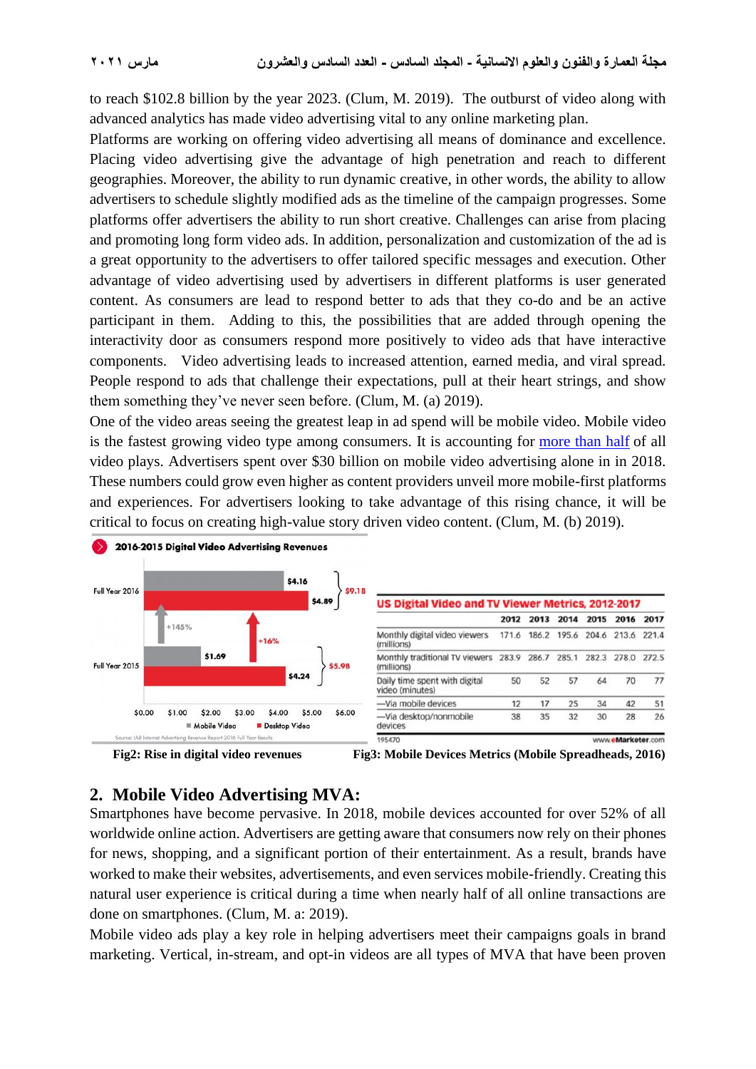to reach $102.8 billion by the year 2023. (Clum, M. 2019). The outburst of video along with advanced analytics has made video advertising vital to any online marketing plan.

Platforms are working on offering video advertising all means of dominance and excellence. Placing video advertising give the advantage of high penetration and reach to different geographies. Moreover, the ability to run dynamic creative, in other words, the ability to allow advertisers to schedule slightly modified ads as the timeline of the campaign progresses. Some platforms offer advertisers the ability to run short creative. Challenges can arise from placing and promoting long form video ads. In addition, personalization and customization of the ad is a great opportunity to the advertisers to offer tailored specific messages and execution. Other advantage of video advertising used by advertisers in different platforms is user generated content. As consumers are lead to respond better to ads that they co-do and be an active participant in them. Adding to this, the possibilities that are added through opening the interactivity door as consumers respond more positively to video ads that have interactive components. Video advertising leads to increased attention, earned media, and viral spread. People respond to ads that challenge their expectations, pull at their heart strings, and show them something they've never seen before. (Clum, M. (a) 2019).

One of the video areas seeing the greatest leap in ad spend will be mobile video. Mobile video is the fastest growing video type among consumers. It is accounting for more than half of all video plays. Advertisers spent over $30 billion on mobile video advertising alone in in 2018. These numbers could grow even higher as content providers unveil more mobile-first platforms and experiences. For advertisers looking to take advantage of this rising chance, it will be critical to focus on creating high-value story driven video content. (Clum, M. (b) 2019).

**2016-2015 Digital Video Advertising Revenues**

| | Mobile Video | Desktop Video | Total |
|---|---|---|---|
| Full Year 2016 | $4.16 | $4.89 | $9.1B |
| Full Year 2015 | $1.69 | $4.24 | $5.9B |
| Growth | +145% | +16% | |

Source: IAB Internet Advertising Revenue Report 2016 Full Year Results

Fig2: Rise in digital video revenues

**US Digital Video and TV Viewer Metrics, 2012-2017**

| | 2012 | 2013 | 2014 | 2015 | 2016 | 2017 |
|---|---|---|---|---|---|---|
| Monthly digital video viewers (millions) | 171.6 | 186.2 | 195.6 | 204.6 | 213.6 | 221.4 |
| Monthly traditional TV viewers (millions) | 283.9 | 286.7 | 285.1 | 282.3 | 278.0 | 272.5 |
| Daily time spent with digital video (minutes) | 50 | 52 | 57 | 64 | 70 | 77 |
| —Via mobile devices | 12 | 17 | 25 | 34 | 42 | 51 |
| —Via desktop/nonmobile devices | 38 | 35 | 32 | 30 | 28 | 26 |

195470 www.eMarketer.com

Fig3: Mobile Devices Metrics (Mobile Spreadheads, 2016)

## 2. Mobile Video Advertising MVA:

Smartphones have become pervasive. In 2018, mobile devices accounted for over 52% of all worldwide online action. Advertisers are getting aware that consumers now rely on their phones for news, shopping, and a significant portion of their entertainment. As a result, brands have worked to make their websites, advertisements, and even services mobile-friendly. Creating this natural user experience is critical during a time when nearly half of all online transactions are done on smartphones. (Clum, M. a: 2019).

Mobile video ads play a key role in helping advertisers meet their campaigns goals in brand marketing. Vertical, in-stream, and opt-in videos are all types of MVA that have been proven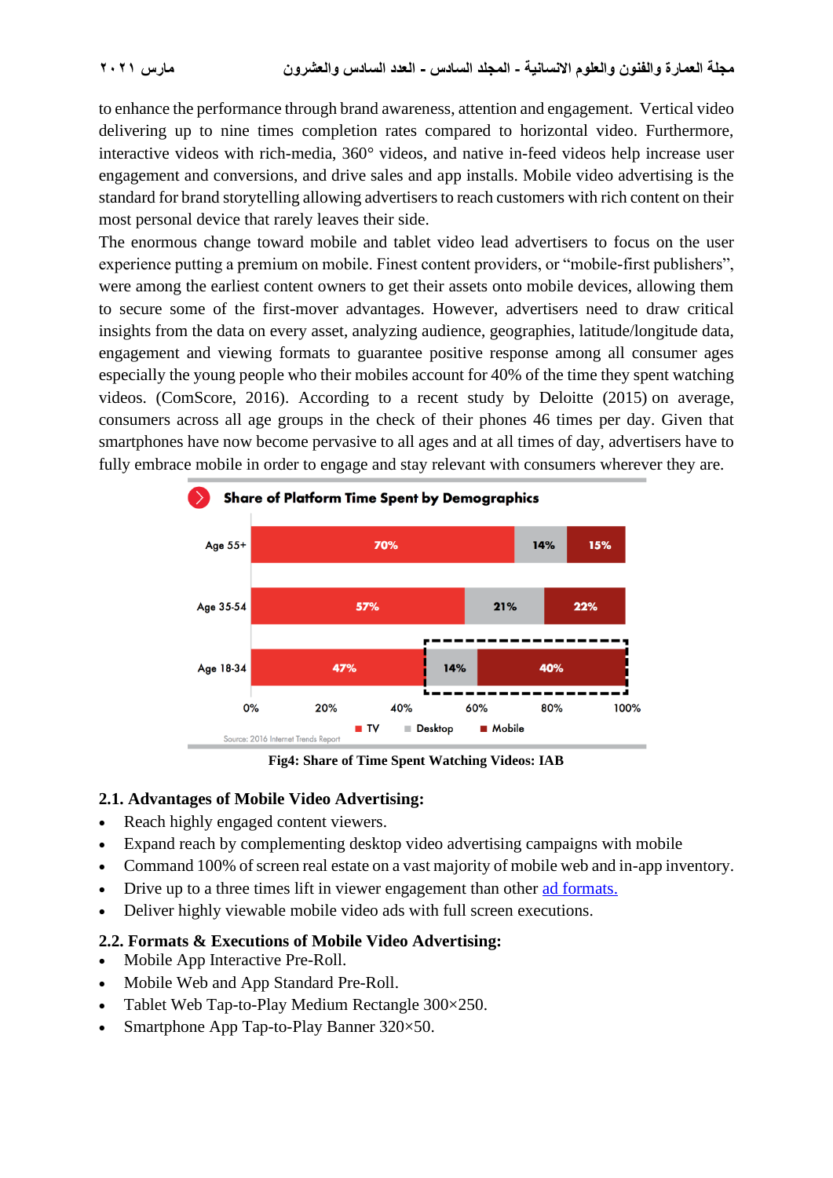to enhance the performance through brand awareness, attention and engagement. Vertical video delivering up to nine times completion rates compared to horizontal video. Furthermore, interactive videos with rich-media, 360° videos, and native in-feed videos help increase user engagement and conversions, and drive sales and app installs. Mobile video advertising is the standard for brand storytelling allowing advertisers to reach customers with rich content on their most personal device that rarely leaves their side.

The enormous change toward mobile and tablet video lead advertisers to focus on the user experience putting a premium on mobile. Finest content providers, or "mobile-first publishers", were among the earliest content owners to get their assets onto mobile devices, allowing them to secure some of the first-mover advantages. However, advertisers need to draw critical insights from the data on every asset, analyzing audience, geographies, latitude/longitude data, engagement and viewing formats to guarantee positive response among all consumer ages especially the young people who their mobiles account for 40% of the time they spent watching videos. (ComScore, 2016). According to a recent study by Deloitte (2015) on average, consumers across all age groups in the check of their phones 46 times per day. Given that smartphones have now become pervasive to all ages and at all times of day, advertisers have to fully embrace mobile in order to engage and stay relevant with consumers wherever they are.

**Share of Platform Time Spent by Demographics**

| | TV | Desktop | Mobile |
|---|---|---|---|
| Age 55+ | 70% | 14% | 15% |
| Age 35-54 | 57% | 21% | 22% |
| Age 18-34 | 47% | 14% | 40% |

Source: 2016 Internet Trends Report

Fig4: Share of Time Spent Watching Videos: IAB

### 2.1. Advantages of Mobile Video Advertising:

- Reach highly engaged content viewers.
- Expand reach by complementing desktop video advertising campaigns with mobile
- Command 100% of screen real estate on a vast majority of mobile web and in-app inventory.
- Drive up to a three times lift in viewer engagement than other ad formats.
- Deliver highly viewable mobile video ads with full screen executions.

### 2.2. Formats & Executions of Mobile Video Advertising:

- Mobile App Interactive Pre-Roll.
- Mobile Web and App Standard Pre-Roll.
- Tablet Web Tap-to-Play Medium Rectangle 300×250.
- Smartphone App Tap-to-Play Banner 320×50.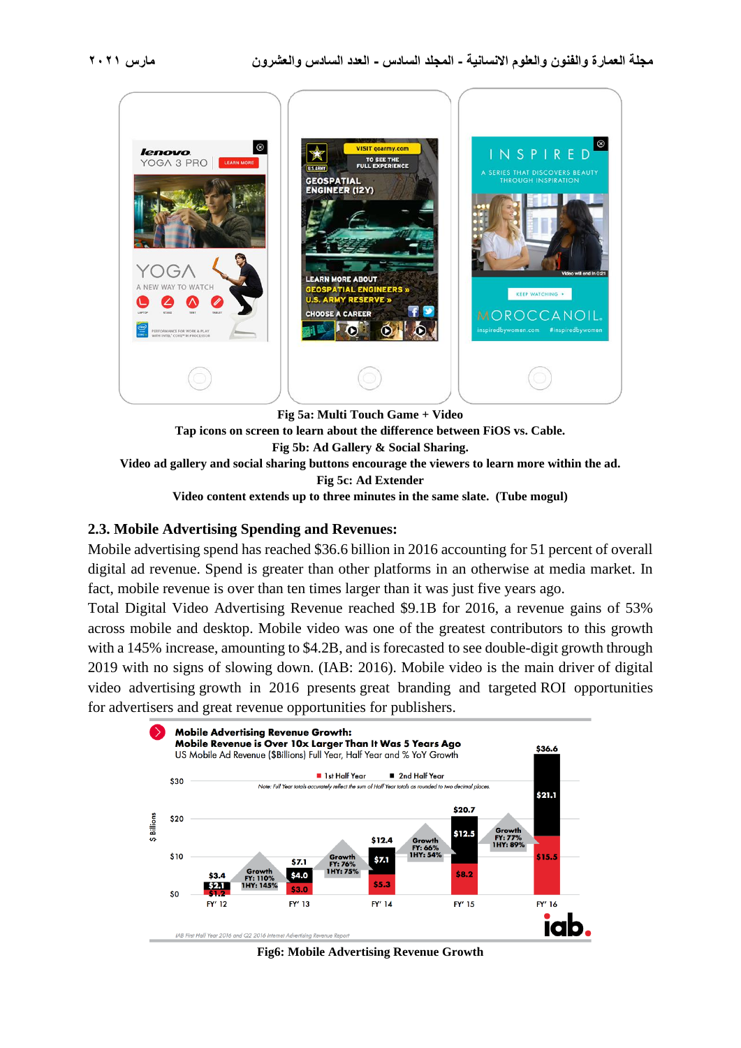Fig 5a: Multi Touch Game + Video

**Tap icons on screen to learn about the difference between FiOS vs. Cable.**

**Fig 5b: Ad Gallery & Social Sharing.**

**Video ad gallery and social sharing buttons encourage the viewers to learn more within the ad.**

**Fig 5c: Ad Extender**

**Video content extends up to three minutes in the same slate. (Tube mogul)**

## 2.3. Mobile Advertising Spending and Revenues:

Mobile advertising spend has reached $36.6 billion in 2016 accounting for 51 percent of overall digital ad revenue. Spend is greater than other platforms in an otherwise at media market. In fact, mobile revenue is over than ten times larger than it was just five years ago.

Total Digital Video Advertising Revenue reached $9.1B for 2016, a revenue gains of 53% across mobile and desktop. Mobile video was one of the greatest contributors to this growth with a 145% increase, amounting to $4.2B, and is forecasted to see double-digit growth through 2019 with no signs of slowing down. (IAB: 2016). Mobile video is the main driver of digital video advertising growth in 2016 presents great branding and targeted ROI opportunities for advertisers and great revenue opportunities for publishers.

**Fig6: Mobile Advertising Revenue Growth**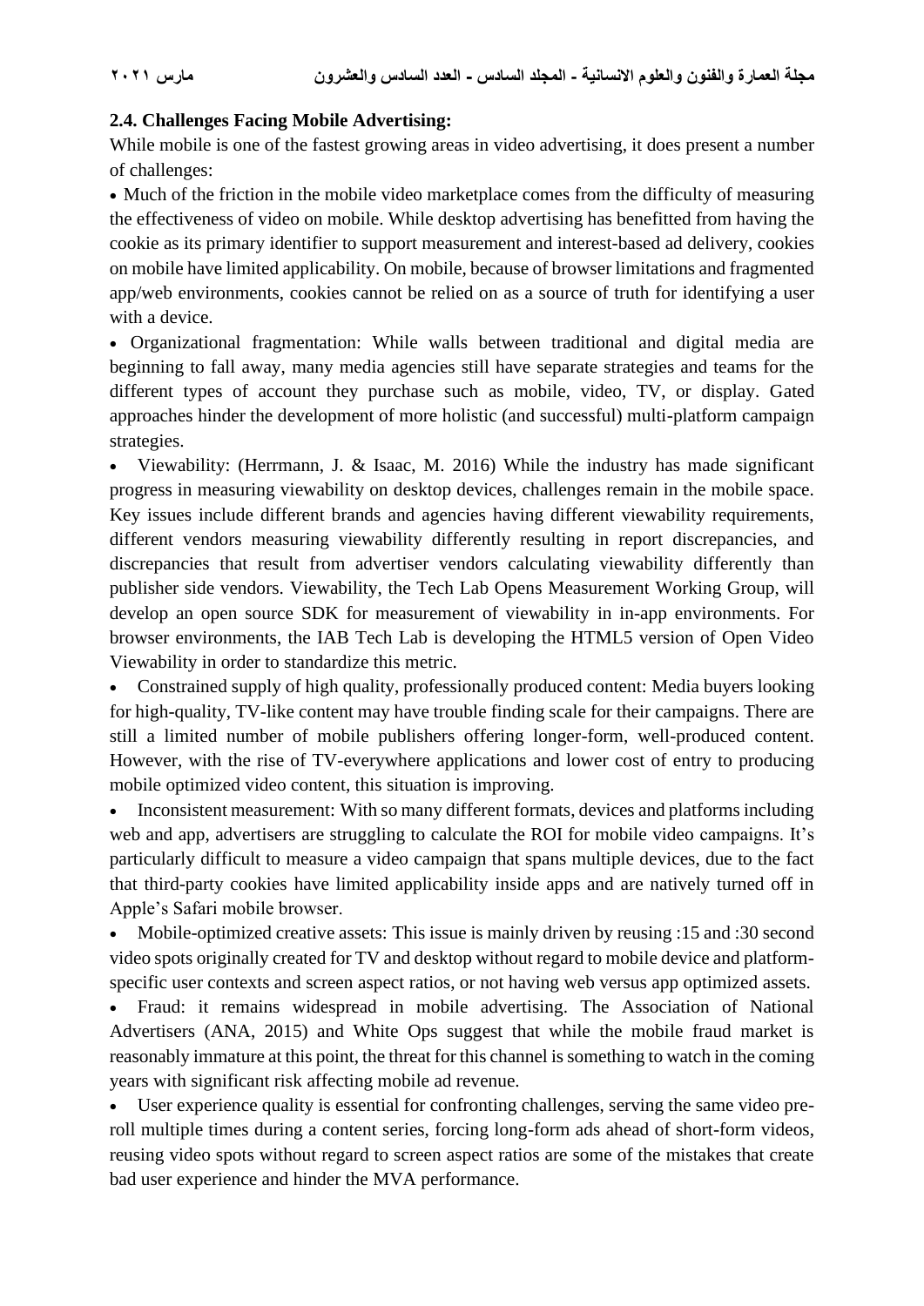### 2.4. Challenges Facing Mobile Advertising:

While mobile is one of the fastest growing areas in video advertising, it does present a number of challenges:

- Much of the friction in the mobile video marketplace comes from the difficulty of measuring the effectiveness of video on mobile. While desktop advertising has benefitted from having the cookie as its primary identifier to support measurement and interest-based ad delivery, cookies on mobile have limited applicability. On mobile, because of browser limitations and fragmented app/web environments, cookies cannot be relied on as a source of truth for identifying a user with a device.
- Organizational fragmentation: While walls between traditional and digital media are beginning to fall away, many media agencies still have separate strategies and teams for the different types of account they purchase such as mobile, video, TV, or display. Gated approaches hinder the development of more holistic (and successful) multi-platform campaign strategies.
- Viewability: (Herrmann, J. & Isaac, M. 2016) While the industry has made significant progress in measuring viewability on desktop devices, challenges remain in the mobile space. Key issues include different brands and agencies having different viewability requirements, different vendors measuring viewability differently resulting in report discrepancies, and discrepancies that result from advertiser vendors calculating viewability differently than publisher side vendors. Viewability, the Tech Lab Opens Measurement Working Group, will develop an open source SDK for measurement of viewability in in-app environments. For browser environments, the IAB Tech Lab is developing the HTML5 version of Open Video Viewability in order to standardize this metric.
- Constrained supply of high quality, professionally produced content: Media buyers looking for high-quality, TV-like content may have trouble finding scale for their campaigns. There are still a limited number of mobile publishers offering longer-form, well-produced content. However, with the rise of TV-everywhere applications and lower cost of entry to producing mobile optimized video content, this situation is improving.
- Inconsistent measurement: With so many different formats, devices and platforms including web and app, advertisers are struggling to calculate the ROI for mobile video campaigns. It's particularly difficult to measure a video campaign that spans multiple devices, due to the fact that third-party cookies have limited applicability inside apps and are natively turned off in Apple's Safari mobile browser.
- Mobile-optimized creative assets: This issue is mainly driven by reusing :15 and :30 second video spots originally created for TV and desktop without regard to mobile device and platform-specific user contexts and screen aspect ratios, or not having web versus app optimized assets.
- Fraud: it remains widespread in mobile advertising. The Association of National Advertisers (ANA, 2015) and White Ops suggest that while the mobile fraud market is reasonably immature at this point, the threat for this channel is something to watch in the coming years with significant risk affecting mobile ad revenue.
- User experience quality is essential for confronting challenges, serving the same video pre-roll multiple times during a content series, forcing long-form ads ahead of short-form videos, reusing video spots without regard to screen aspect ratios are some of the mistakes that create bad user experience and hinder the MVA performance.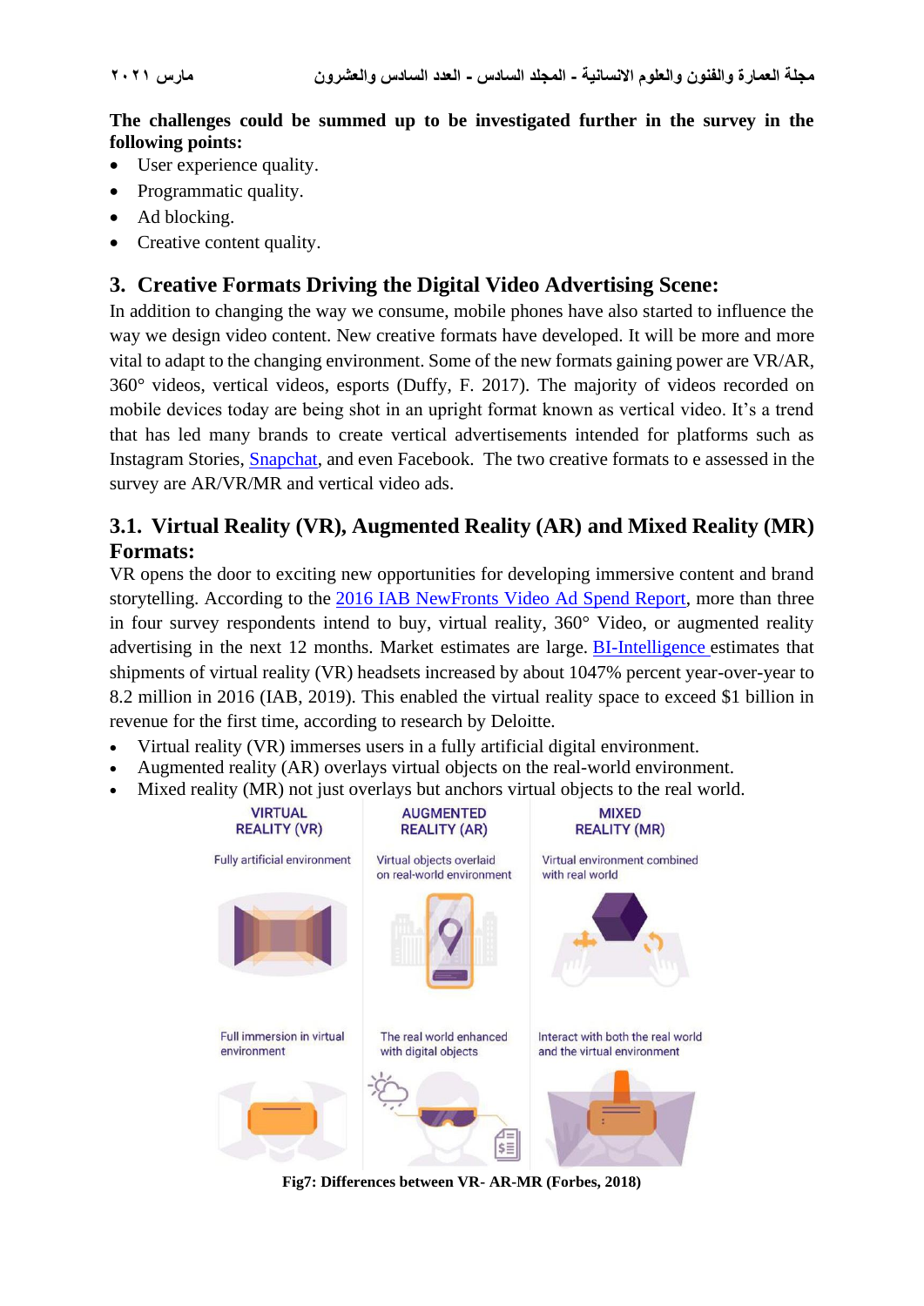**The challenges could be summed up to be investigated further in the survey in the following points:**

- User experience quality.
- Programmatic quality.
- Ad blocking.
- Creative content quality.

## 3. Creative Formats Driving the Digital Video Advertising Scene:

In addition to changing the way we consume, mobile phones have also started to influence the way we design video content. New creative formats have developed. It will be more and more vital to adapt to the changing environment. Some of the new formats gaining power are VR/AR, 360° videos, vertical videos, esports (Duffy, F. 2017). The majority of videos recorded on mobile devices today are being shot in an upright format known as vertical video. It's a trend that has led many brands to create vertical advertisements intended for platforms such as Instagram Stories, Snapchat, and even Facebook. The two creative formats to e assessed in the survey are AR/VR/MR and vertical video ads.

### 3.1. Virtual Reality (VR), Augmented Reality (AR) and Mixed Reality (MR) Formats:

VR opens the door to exciting new opportunities for developing immersive content and brand storytelling. According to the 2016 IAB NewFronts Video Ad Spend Report, more than three in four survey respondents intend to buy, virtual reality, 360° Video, or augmented reality advertising in the next 12 months. Market estimates are large. BI-Intelligence estimates that shipments of virtual reality (VR) headsets increased by about 1047% percent year-over-year to 8.2 million in 2016 (IAB, 2019). This enabled the virtual reality space to exceed $1 billion in revenue for the first time, according to research by Deloitte.

- Virtual reality (VR) immerses users in a fully artificial digital environment.
- Augmented reality (AR) overlays virtual objects on the real-world environment.
- Mixed reality (MR) not just overlays but anchors virtual objects to the real world.

| VIRTUAL REALITY (VR) | AUGMENTED REALITY (AR) | MIXED REALITY (MR) |
|---|---|---|
| Fully artificial environment | Virtual objects overlaid on real-world environment | Virtual environment combined with real world |
| Full immersion in virtual environment | The real world enhanced with digital objects | Interact with both the real world and the virtual environment |

**Fig7: Differences between VR- AR-MR (Forbes, 2018)**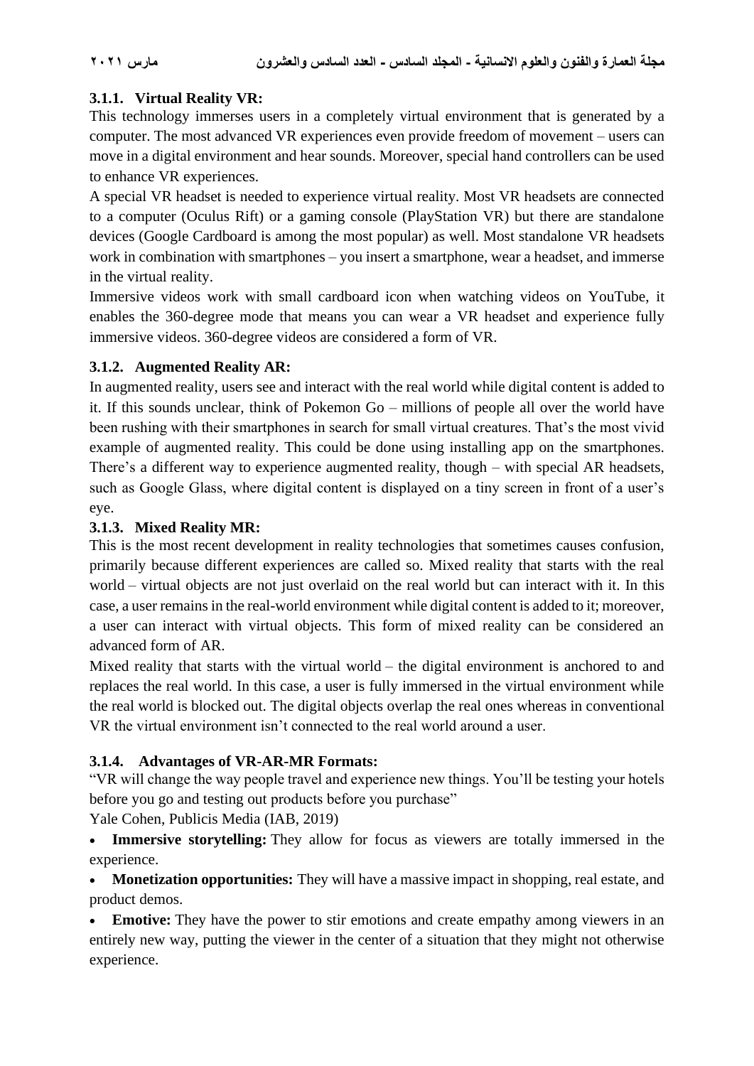### 3.1.1. Virtual Reality VR:

This technology immerses users in a completely virtual environment that is generated by a computer. The most advanced VR experiences even provide freedom of movement – users can move in a digital environment and hear sounds. Moreover, special hand controllers can be used to enhance VR experiences.

A special VR headset is needed to experience virtual reality. Most VR headsets are connected to a computer (Oculus Rift) or a gaming console (PlayStation VR) but there are standalone devices (Google Cardboard is among the most popular) as well. Most standalone VR headsets work in combination with smartphones – you insert a smartphone, wear a headset, and immerse in the virtual reality.

Immersive videos work with small cardboard icon when watching videos on YouTube, it enables the 360-degree mode that means you can wear a VR headset and experience fully immersive videos. 360-degree videos are considered a form of VR.

### 3.1.2. Augmented Reality AR:

In augmented reality, users see and interact with the real world while digital content is added to it. If this sounds unclear, think of Pokemon Go – millions of people all over the world have been rushing with their smartphones in search for small virtual creatures. That's the most vivid example of augmented reality. This could be done using installing app on the smartphones. There's a different way to experience augmented reality, though – with special AR headsets, such as Google Glass, where digital content is displayed on a tiny screen in front of a user's eye.

### 3.1.3. Mixed Reality MR:

This is the most recent development in reality technologies that sometimes causes confusion, primarily because different experiences are called so. Mixed reality that starts with the real world – virtual objects are not just overlaid on the real world but can interact with it. In this case, a user remains in the real-world environment while digital content is added to it; moreover, a user can interact with virtual objects. This form of mixed reality can be considered an advanced form of AR.

Mixed reality that starts with the virtual world – the digital environment is anchored to and replaces the real world. In this case, a user is fully immersed in the virtual environment while the real world is blocked out. The digital objects overlap the real ones whereas in conventional VR the virtual environment isn't connected to the real world around a user.

### 3.1.4. Advantages of VR-AR-MR Formats:

"VR will change the way people travel and experience new things. You'll be testing your hotels before you go and testing out products before you purchase"

Yale Cohen, Publicis Media (IAB, 2019)

- **Immersive storytelling:** They allow for focus as viewers are totally immersed in the experience.
- **Monetization opportunities:** They will have a massive impact in shopping, real estate, and product demos.
- **Emotive:** They have the power to stir emotions and create empathy among viewers in an entirely new way, putting the viewer in the center of a situation that they might not otherwise experience.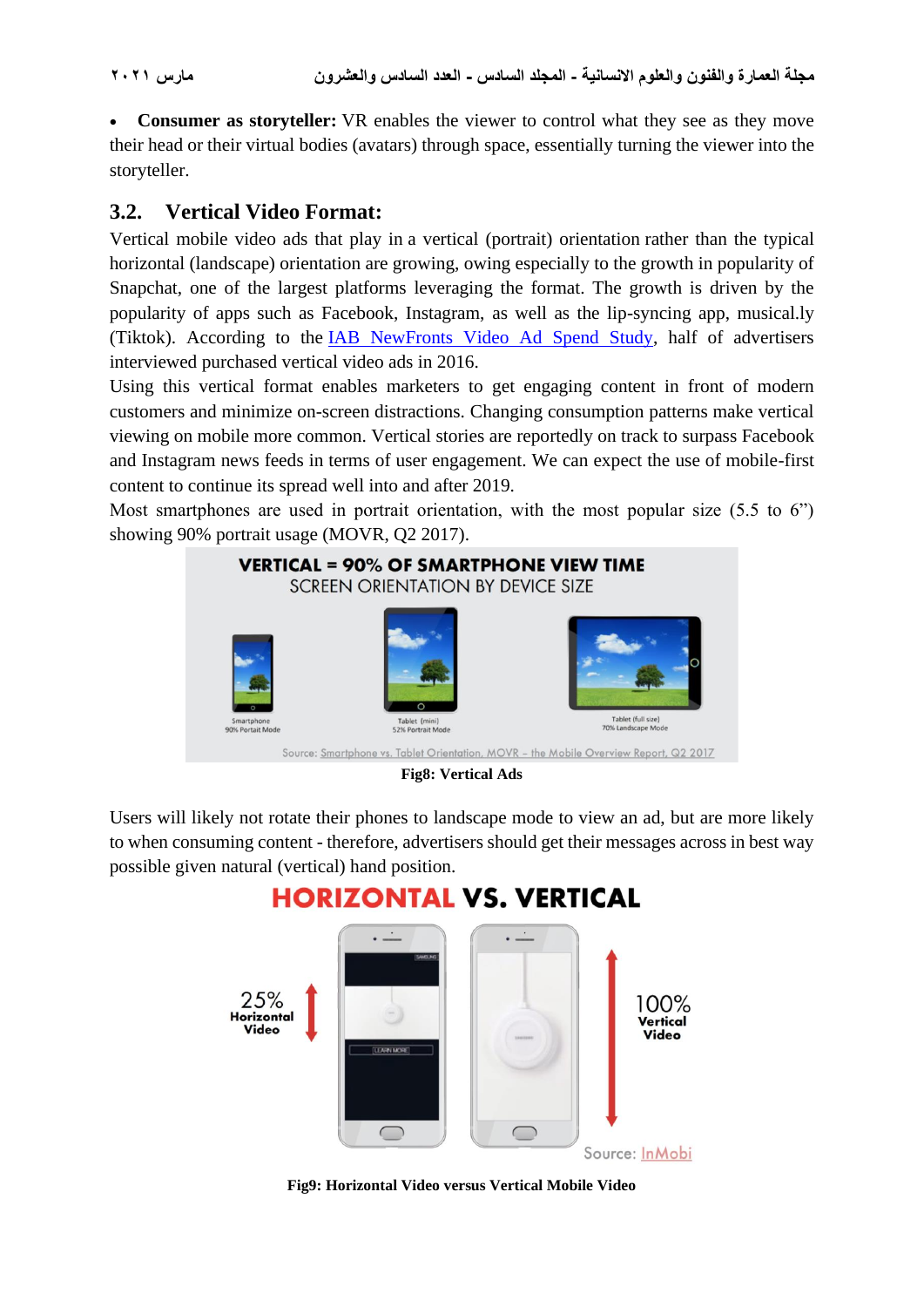- **Consumer as storyteller:** VR enables the viewer to control what they see as they move their head or their virtual bodies (avatars) through space, essentially turning the viewer into the storyteller.

## 3.2. Vertical Video Format:

Vertical mobile video ads that play in a vertical (portrait) orientation rather than the typical horizontal (landscape) orientation are growing, owing especially to the growth in popularity of Snapchat, one of the largest platforms leveraging the format. The growth is driven by the popularity of apps such as Facebook, Instagram, as well as the lip-syncing app, musical.ly (Tiktok). According to the IAB NewFronts Video Ad Spend Study, half of advertisers interviewed purchased vertical video ads in 2016.

Using this vertical format enables marketers to get engaging content in front of modern customers and minimize on-screen distractions. Changing consumption patterns make vertical viewing on mobile more common. Vertical stories are reportedly on track to surpass Facebook and Instagram news feeds in terms of user engagement. We can expect the use of mobile-first content to continue its spread well into and after 2019.

Most smartphones are used in portrait orientation, with the most popular size (5.5 to 6") showing 90% portrait usage (MOVR, Q2 2017).

**Fig8: Vertical Ads**

Users will likely not rotate their phones to landscape mode to view an ad, but are more likely to when consuming content - therefore, advertisers should get their messages across in best way possible given natural (vertical) hand position.

**Fig9: Horizontal Video versus Vertical Mobile Video**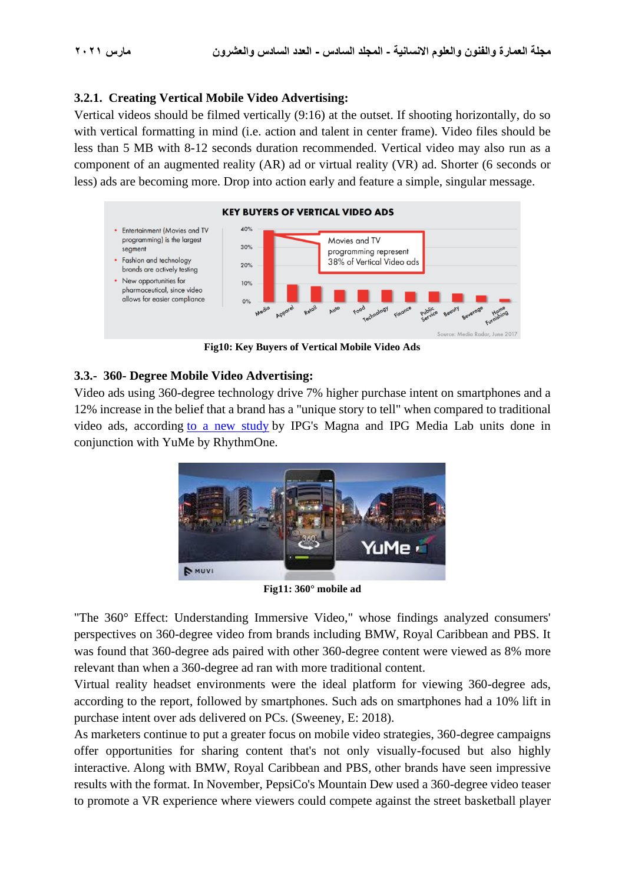### 3.2.1. Creating Vertical Mobile Video Advertising:

Vertical videos should be filmed vertically (9:16) at the outset. If shooting horizontally, do so with vertical formatting in mind (i.e. action and talent in center frame). Video files should be less than 5 MB with 8-12 seconds duration recommended. Vertical video may also run as a component of an augmented reality (AR) ad or virtual reality (VR) ad. Shorter (6 seconds or less) ads are becoming more. Drop into action early and feature a simple, singular message.

**Fig10: Key Buyers of Vertical Mobile Video Ads**

### 3.3.- 360- Degree Mobile Video Advertising:

Video ads using 360-degree technology drive 7% higher purchase intent on smartphones and a 12% increase in the belief that a brand has a "unique story to tell" when compared to traditional video ads, according to a new study by IPG's Magna and IPG Media Lab units done in conjunction with YuMe by RhythmOne.

**Fig11: 360° mobile ad**

"The 360° Effect: Understanding Immersive Video," whose findings analyzed consumers' perspectives on 360-degree video from brands including BMW, Royal Caribbean and PBS. It was found that 360-degree ads paired with other 360-degree content were viewed as 8% more relevant than when a 360-degree ad ran with more traditional content.

Virtual reality headset environments were the ideal platform for viewing 360-degree ads, according to the report, followed by smartphones. Such ads on smartphones had a 10% lift in purchase intent over ads delivered on PCs. (Sweeney, E: 2018).

As marketers continue to put a greater focus on mobile video strategies, 360-degree campaigns offer opportunities for sharing content that's not only visually-focused but also highly interactive. Along with BMW, Royal Caribbean and PBS, other brands have seen impressive results with the format. In November, PepsiCo's Mountain Dew used a 360-degree video teaser to promote a VR experience where viewers could compete against the street basketball player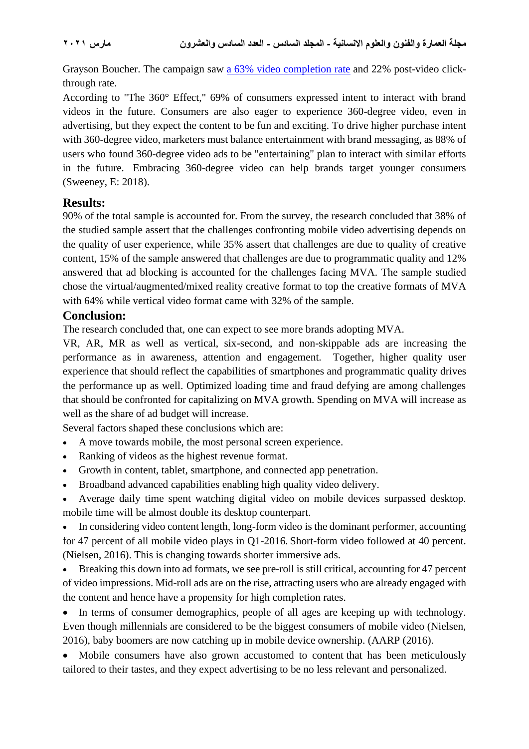Grayson Boucher. The campaign saw [a 63% video completion rate]() and 22% post-video click-through rate.

According to "The 360° Effect," 69% of consumers expressed intent to interact with brand videos in the future. Consumers are also eager to experience 360-degree video, even in advertising, but they expect the content to be fun and exciting. To drive higher purchase intent with 360-degree video, marketers must balance entertainment with brand messaging, as 88% of users who found 360-degree video ads to be "entertaining" plan to interact with similar efforts in the future. Embracing 360-degree video can help brands target younger consumers (Sweeney, E: 2018).

## Results:

90% of the total sample is accounted for. From the survey, the research concluded that 38% of the studied sample assert that the challenges confronting mobile video advertising depends on the quality of user experience, while 35% assert that challenges are due to quality of creative content, 15% of the sample answered that challenges are due to programmatic quality and 12% answered that ad blocking is accounted for the challenges facing MVA. The sample studied chose the virtual/augmented/mixed reality creative format to top the creative formats of MVA with 64% while vertical video format came with 32% of the sample.

## Conclusion:

The research concluded that, one can expect to see more brands adopting MVA.

VR, AR, MR as well as vertical, six-second, and non-skippable ads are increasing the performance as in awareness, attention and engagement. Together, higher quality user experience that should reflect the capabilities of smartphones and programmatic quality drives the performance up as well. Optimized loading time and fraud defying are among challenges that should be confronted for capitalizing on MVA growth. Spending on MVA will increase as well as the share of ad budget will increase.

Several factors shaped these conclusions which are:

- A move towards mobile, the most personal screen experience.
- Ranking of videos as the highest revenue format.
- Growth in content, tablet, smartphone, and connected app penetration.
- Broadband advanced capabilities enabling high quality video delivery.
- Average daily time spent watching digital video on mobile devices surpassed desktop. mobile time will be almost double its desktop counterpart.
- In considering video content length, long-form video is the dominant performer, accounting for 47 percent of all mobile video plays in Q1-2016. Short-form video followed at 40 percent. (Nielsen, 2016). This is changing towards shorter immersive ads.
- Breaking this down into ad formats, we see pre-roll is still critical, accounting for 47 percent of video impressions. Mid-roll ads are on the rise, attracting users who are already engaged with the content and hence have a propensity for high completion rates.
- In terms of consumer demographics, people of all ages are keeping up with technology. Even though millennials are considered to be the biggest consumers of mobile video (Nielsen, 2016), baby boomers are now catching up in mobile device ownership. (AARP (2016).
- Mobile consumers have also grown accustomed to content that has been meticulously tailored to their tastes, and they expect advertising to be no less relevant and personalized.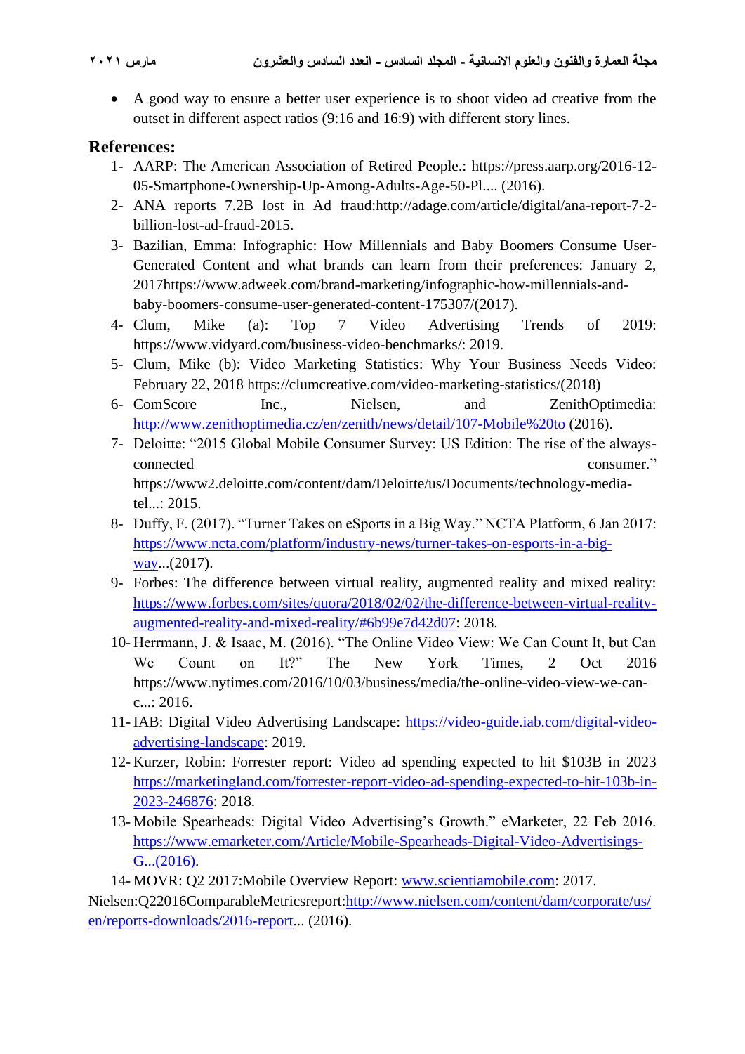- A good way to ensure a better user experience is to shoot video ad creative from the outset in different aspect ratios (9:16 and 16:9) with different story lines.

## References:

1- AARP: The American Association of Retired People.: https://press.aarp.org/2016-12-05-Smartphone-Ownership-Up-Among-Adults-Age-50-Pl.... (2016).

2- ANA reports 7.2B lost in Ad fraud:http://adage.com/article/digital/ana-report-7-2-billion-lost-ad-fraud-2015.

3- Bazilian, Emma: Infographic: How Millennials and Baby Boomers Consume User-Generated Content and what brands can learn from their preferences: January 2, 2017https://www.adweek.com/brand-marketing/infographic-how-millennials-and-baby-boomers-consume-user-generated-content-175307/(2017).

4- Clum, Mike (a): Top 7 Video Advertising Trends of 2019: https://www.vidyard.com/business-video-benchmarks/: 2019.

5- Clum, Mike (b): Video Marketing Statistics: Why Your Business Needs Video: February 22, 2018 https://clumcreative.com/video-marketing-statistics/(2018)

6- ComScore Inc., Nielsen, and ZenithOptimedia: http://www.zenithoptimedia.cz/en/zenith/news/detail/107-Mobile%20to (2016).

7- Deloitte: "2015 Global Mobile Consumer Survey: US Edition: The rise of the always-connected consumer." https://www2.deloitte.com/content/dam/Deloitte/us/Documents/technology-media-tel...: 2015.

8- Duffy, F. (2017). "Turner Takes on eSports in a Big Way." NCTA Platform, 6 Jan 2017: https://www.ncta.com/platform/industry-news/turner-takes-on-esports-in-a-big-way...(2017).

9- Forbes: The difference between virtual reality, augmented reality and mixed reality: https://www.forbes.com/sites/quora/2018/02/02/the-difference-between-virtual-reality-augmented-reality-and-mixed-reality/#6b99e7d42d07: 2018.

10- Herrmann, J. & Isaac, M. (2016). "The Online Video View: We Can Count It, but Can We Count on It?" The New York Times, 2 Oct 2016 https://www.nytimes.com/2016/10/03/business/media/the-online-video-view-we-can-c...: 2016.

11- IAB: Digital Video Advertising Landscape: https://video-guide.iab.com/digital-video-advertising-landscape: 2019.

12- Kurzer, Robin: Forrester report: Video ad spending expected to hit $103B in 2023 https://marketingland.com/forrester-report-video-ad-spending-expected-to-hit-103b-in-2023-246876: 2018.

13- Mobile Spearheads: Digital Video Advertising's Growth." eMarketer, 22 Feb 2016. https://www.emarketer.com/Article/Mobile-Spearheads-Digital-Video-Advertisings-G...(2016).

14- MOVR: Q2 2017:Mobile Overview Report: www.scientiamobile.com: 2017.

Nielsen:Q22016ComparableMetricsreport:http://www.nielsen.com/content/dam/corporate/us/en/reports-downloads/2016-report... (2016).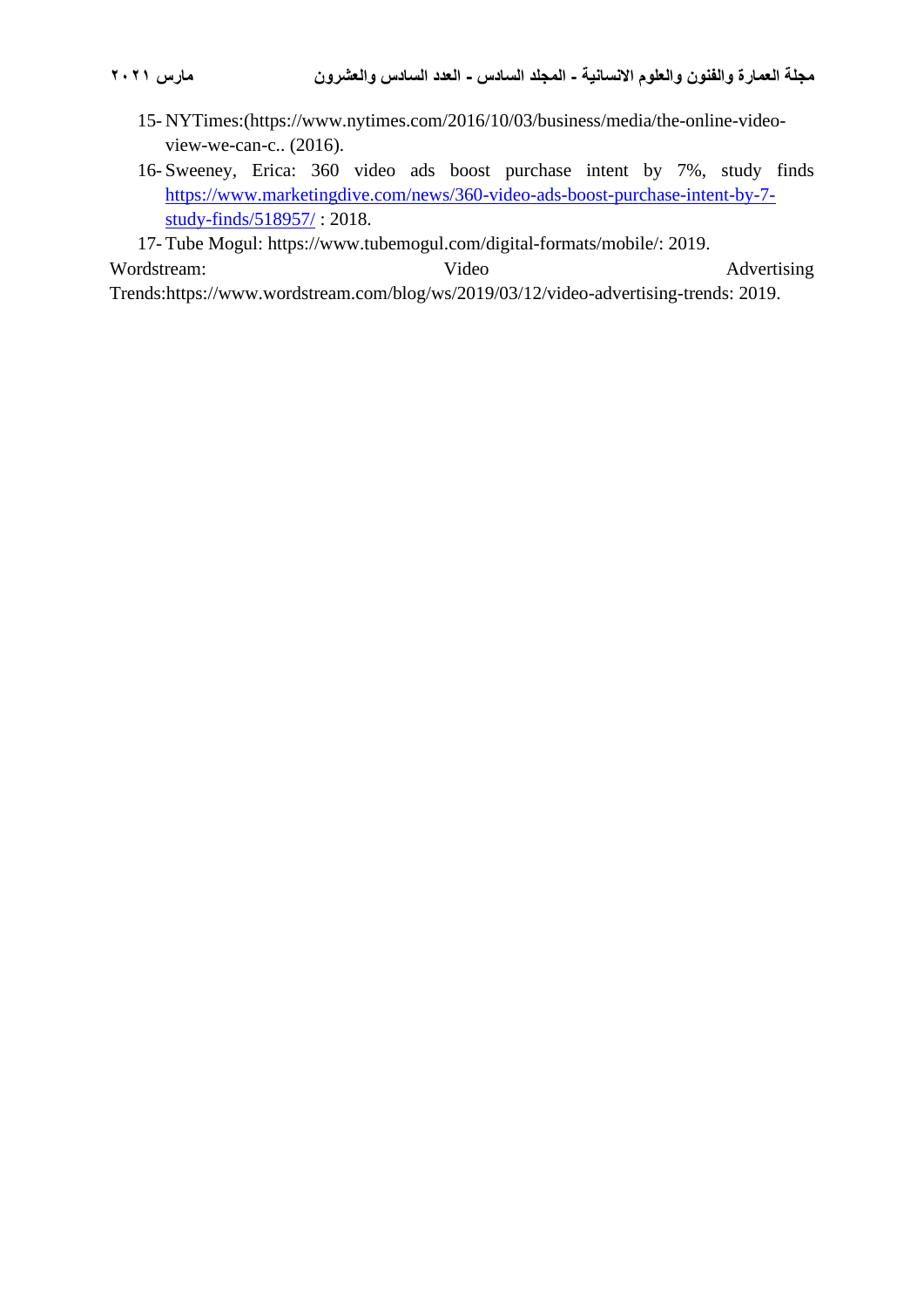15- NYTimes:(https://www.nytimes.com/2016/10/03/business/media/the-online-video-view-we-can-c.. (2016).
16- Sweeney, Erica: 360 video ads boost purchase intent by 7%, study finds https://www.marketingdive.com/news/360-video-ads-boost-purchase-intent-by-7-study-finds/518957/ : 2018.
17- Tube Mogul: https://www.tubemogul.com/digital-formats/mobile/: 2019.

Wordstream: Video Advertising Trends:https://www.wordstream.com/blog/ws/2019/03/12/video-advertising-trends: 2019.